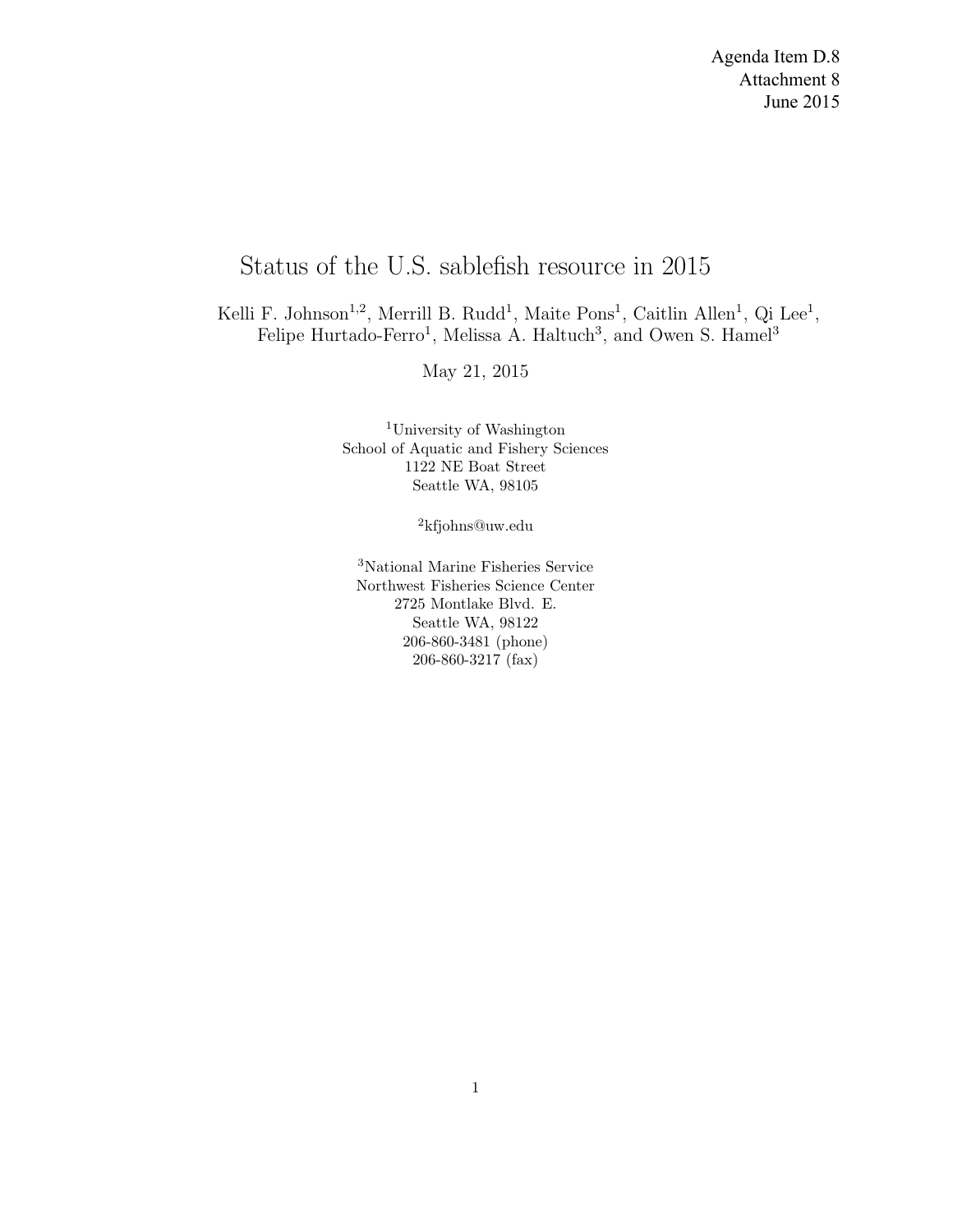Agenda Item D.8
Attachment 8
June 2015

# Status of the U.S. sablefish resource in 2015

Kelli F. Johnson[1,2], Merrill B. Rudd[1], Maite Pons[1], Caitlin Allen[1], Qi Lee[1], Felipe Hurtado-Ferro[1], Melissa A. Haltuch[3], and Owen S. Hamel[3]

May 21, 2015

[1]University of Washington
School of Aquatic and Fishery Sciences
1122 NE Boat Street
Seattle WA, 98105

[2]kfjohns@uw.edu

[3]National Marine Fisheries Service
Northwest Fisheries Science Center
2725 Montlake Blvd. E.
Seattle WA, 98122
206-860-3481 (phone)
206-860-3217 (fax)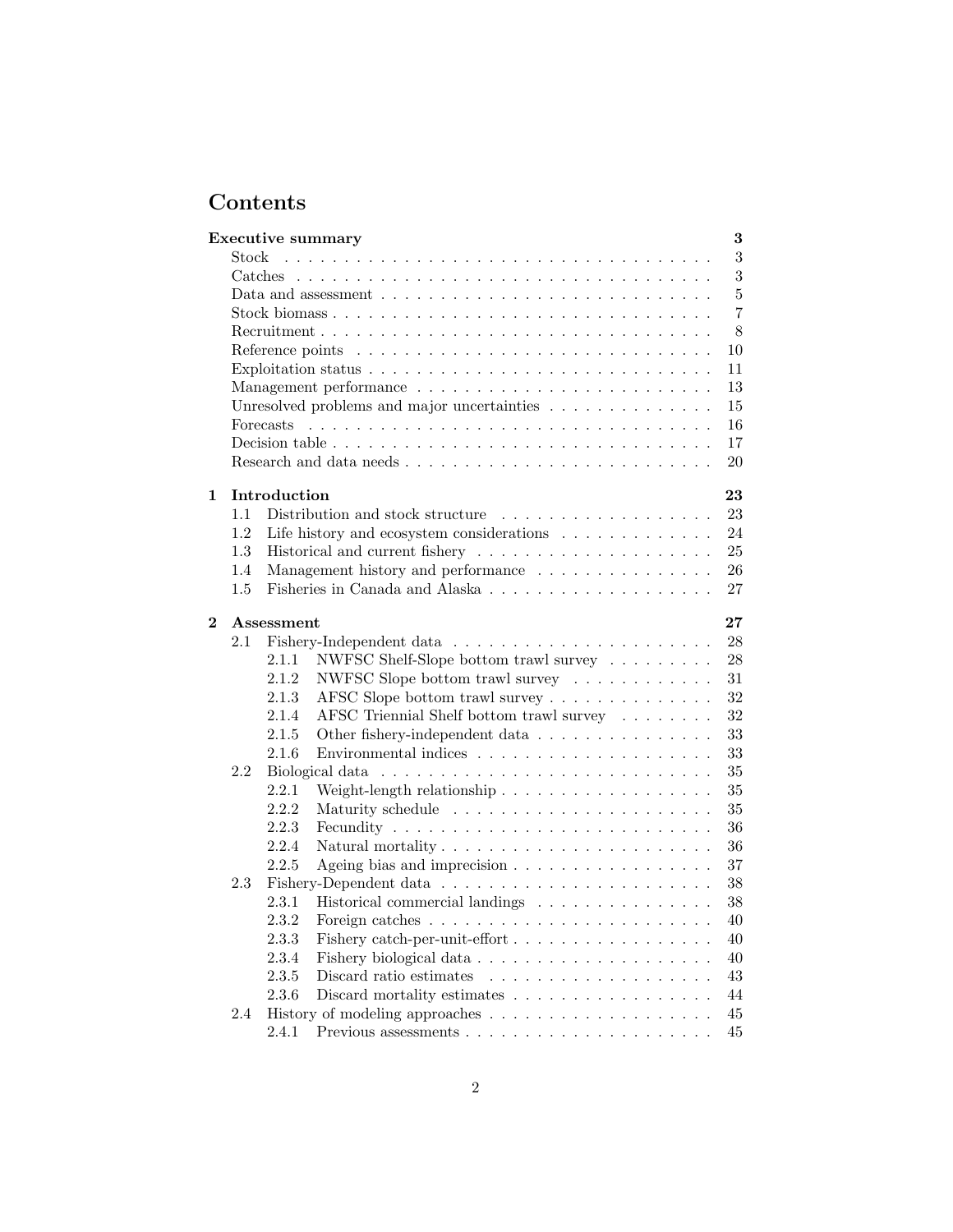# Contents

**Executive summary** **3**

- Stock 3
- Catches 3
- Data and assessment 5
- Stock biomass 7
- Recruitment 8
- Reference points 10
- Exploitation status 11
- Management performance 13
- Unresolved problems and major uncertainties 15
- Forecasts 16
- Decision table 17
- Research and data needs 20

**1 Introduction** **23**

- 1.1 Distribution and stock structure 23
- 1.2 Life history and ecosystem considerations 24
- 1.3 Historical and current fishery 25
- 1.4 Management history and performance 26
- 1.5 Fisheries in Canada and Alaska 27

**2 Assessment** **27**

- 2.1 Fishery-Independent data 28
  - 2.1.1 NWFSC Shelf-Slope bottom trawl survey 28
  - 2.1.2 NWFSC Slope bottom trawl survey 31
  - 2.1.3 AFSC Slope bottom trawl survey 32
  - 2.1.4 AFSC Triennial Shelf bottom trawl survey 32
  - 2.1.5 Other fishery-independent data 33
  - 2.1.6 Environmental indices 33
- 2.2 Biological data 35
  - 2.2.1 Weight-length relationship 35
  - 2.2.2 Maturity schedule 35
  - 2.2.3 Fecundity 36
  - 2.2.4 Natural mortality 36
  - 2.2.5 Ageing bias and imprecision 37
- 2.3 Fishery-Dependent data 38
  - 2.3.1 Historical commercial landings 38
  - 2.3.2 Foreign catches 40
  - 2.3.3 Fishery catch-per-unit-effort 40
  - 2.3.4 Fishery biological data 40
  - 2.3.5 Discard ratio estimates 43
  - 2.3.6 Discard mortality estimates 44
- 2.4 History of modeling approaches 45
  - 2.4.1 Previous assessments 45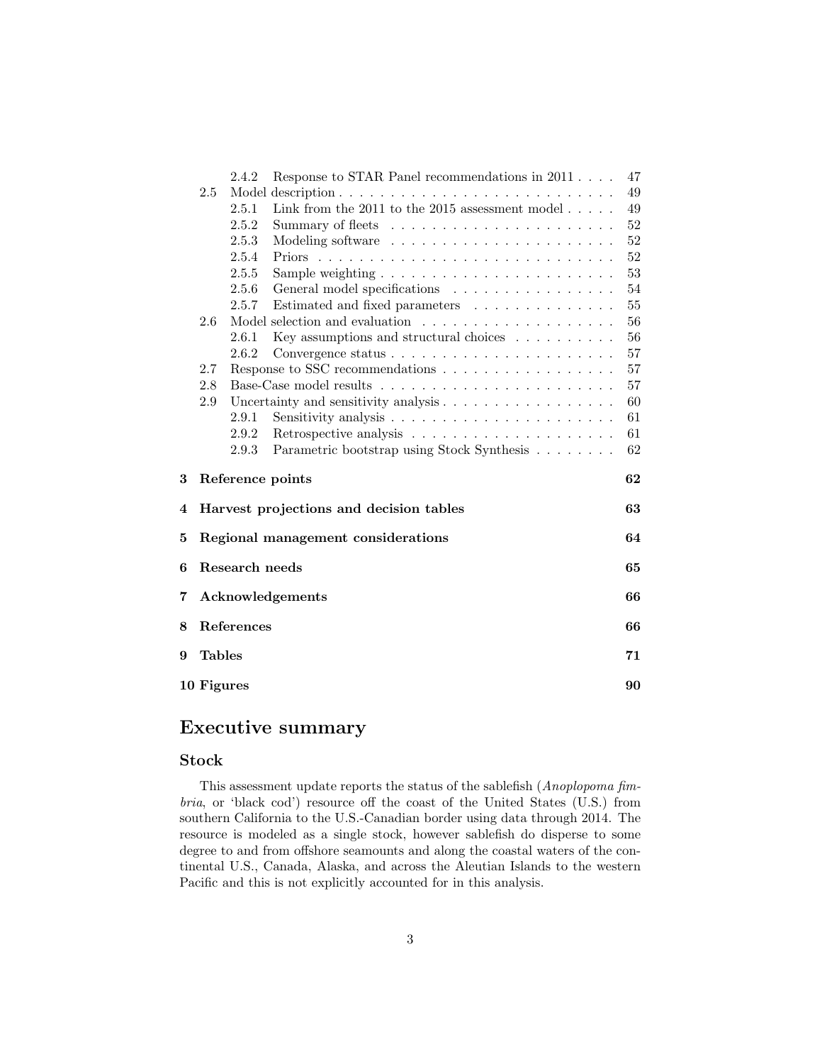2.4.2 Response to STAR Panel recommendations in 2011 . . . . 47

2.5 Model description . . . . . . . . . . . . . . . . . . . . . . . . . . 49

2.5.1 Link from the 2011 to the 2015 assessment model . . . . . 49

2.5.2 Summary of fleets . . . . . . . . . . . . . . . . . . . . . . 52

2.5.3 Modeling software . . . . . . . . . . . . . . . . . . . . . . 52

2.5.4 Priors . . . . . . . . . . . . . . . . . . . . . . . . . . . . . 52

2.5.5 Sample weighting . . . . . . . . . . . . . . . . . . . . . . . 53

2.5.6 General model specifications . . . . . . . . . . . . . . . . 54

2.5.7 Estimated and fixed parameters . . . . . . . . . . . . . . 55

2.6 Model selection and evaluation . . . . . . . . . . . . . . . . . . . 56

2.6.1 Key assumptions and structural choices . . . . . . . . . . 56

2.6.2 Convergence status . . . . . . . . . . . . . . . . . . . . . . 57

2.7 Response to SSC recommendations . . . . . . . . . . . . . . . . . 57

2.8 Base-Case model results . . . . . . . . . . . . . . . . . . . . . . . 57

2.9 Uncertainty and sensitivity analysis . . . . . . . . . . . . . . . . . 60

2.9.1 Sensitivity analysis . . . . . . . . . . . . . . . . . . . . . . 61

2.9.2 Retrospective analysis . . . . . . . . . . . . . . . . . . . . 61

2.9.3 Parametric bootstrap using Stock Synthesis . . . . . . . . 62

**3 Reference points** 62

**4 Harvest projections and decision tables** 63

**5 Regional management considerations** 64

**6 Research needs** 65

**7 Acknowledgements** 66

**8 References** 66

**9 Tables** 71

**10 Figures** 90

# Executive summary

## Stock

This assessment update reports the status of the sablefish (*Anoplopoma fimbria*, or 'black cod') resource off the coast of the United States (U.S.) from southern California to the U.S.-Canadian border using data through 2014. The resource is modeled as a single stock, however sablefish do disperse to some degree to and from offshore seamounts and along the coastal waters of the continental U.S., Canada, Alaska, and across the Aleutian Islands to the western Pacific and this is not explicitly accounted for in this analysis.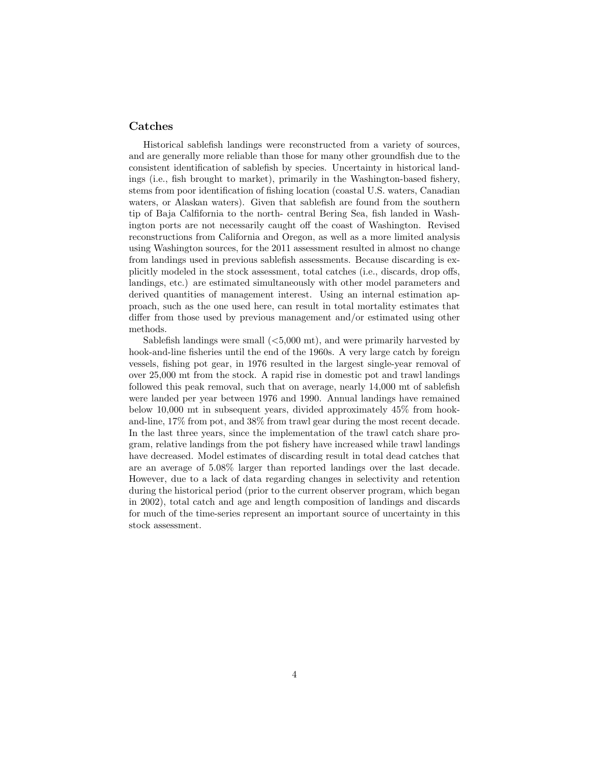## Catches

Historical sablefish landings were reconstructed from a variety of sources, and are generally more reliable than those for many other groundfish due to the consistent identification of sablefish by species. Uncertainty in historical landings (i.e., fish brought to market), primarily in the Washington-based fishery, stems from poor identification of fishing location (coastal U.S. waters, Canadian waters, or Alaskan waters). Given that sablefish are found from the southern tip of Baja Calfifornia to the north- central Bering Sea, fish landed in Washington ports are not necessarily caught off the coast of Washington. Revised reconstructions from California and Oregon, as well as a more limited analysis using Washington sources, for the 2011 assessment resulted in almost no change from landings used in previous sablefish assessments. Because discarding is explicitly modeled in the stock assessment, total catches (i.e., discards, drop offs, landings, etc.) are estimated simultaneously with other model parameters and derived quantities of management interest. Using an internal estimation approach, such as the one used here, can result in total mortality estimates that differ from those used by previous management and/or estimated using other methods.

Sablefish landings were small (<5,000 mt), and were primarily harvested by hook-and-line fisheries until the end of the 1960s. A very large catch by foreign vessels, fishing pot gear, in 1976 resulted in the largest single-year removal of over 25,000 mt from the stock. A rapid rise in domestic pot and trawl landings followed this peak removal, such that on average, nearly 14,000 mt of sablefish were landed per year between 1976 and 1990. Annual landings have remained below 10,000 mt in subsequent years, divided approximately 45% from hook-and-line, 17% from pot, and 38% from trawl gear during the most recent decade. In the last three years, since the implementation of the trawl catch share program, relative landings from the pot fishery have increased while trawl landings have decreased. Model estimates of discarding result in total dead catches that are an average of 5.08% larger than reported landings over the last decade. However, due to a lack of data regarding changes in selectivity and retention during the historical period (prior to the current observer program, which began in 2002), total catch and age and length composition of landings and discards for much of the time-series represent an important source of uncertainty in this stock assessment.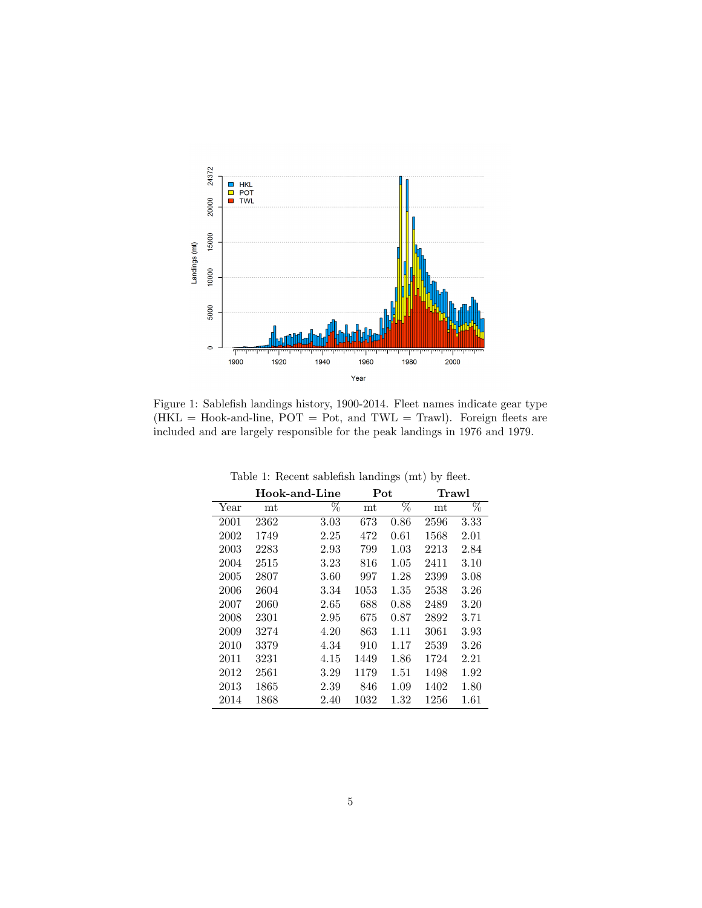24372
20000
15000
10000
5000
0

Landings (mt)

HKL
POT
TWL

1900 1920 1940 1960 1980 2000

Year

Figure 1: Sablefish landings history, 1900-2014. Fleet names indicate gear type (HKL = Hook-and-line, POT = Pot, and TWL = Trawl). Foreign fleets are included and are largely responsible for the peak landings in 1976 and 1979.

Table 1: Recent sablefish landings (mt) by fleet.

| | Hook-and-Line | | Pot | | Trawl | |
|---|---|---|---|---|---|---|
| Year | mt | % | mt | % | mt | % |
| 2001 | 2362 | 3.03 | 673 | 0.86 | 2596 | 3.33 |
| 2002 | 1749 | 2.25 | 472 | 0.61 | 1568 | 2.01 |
| 2003 | 2283 | 2.93 | 799 | 1.03 | 2213 | 2.84 |
| 2004 | 2515 | 3.23 | 816 | 1.05 | 2411 | 3.10 |
| 2005 | 2807 | 3.60 | 997 | 1.28 | 2399 | 3.08 |
| 2006 | 2604 | 3.34 | 1053 | 1.35 | 2538 | 3.26 |
| 2007 | 2060 | 2.65 | 688 | 0.88 | 2489 | 3.20 |
| 2008 | 2301 | 2.95 | 675 | 0.87 | 2892 | 3.71 |
| 2009 | 3274 | 4.20 | 863 | 1.11 | 3061 | 3.93 |
| 2010 | 3379 | 4.34 | 910 | 1.17 | 2539 | 3.26 |
| 2011 | 3231 | 4.15 | 1449 | 1.86 | 1724 | 2.21 |
| 2012 | 2561 | 3.29 | 1179 | 1.51 | 1498 | 1.92 |
| 2013 | 1865 | 2.39 | 846 | 1.09 | 1402 | 1.80 |
| 2014 | 1868 | 2.40 | 1032 | 1.32 | 1256 | 1.61 |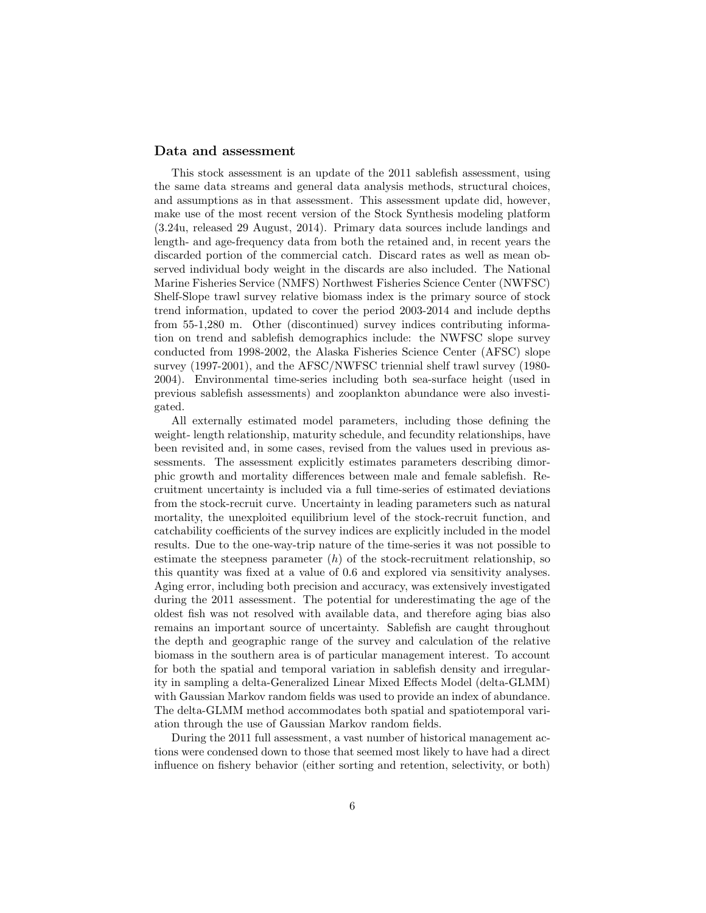## Data and assessment

This stock assessment is an update of the 2011 sablefish assessment, using the same data streams and general data analysis methods, structural choices, and assumptions as in that assessment. This assessment update did, however, make use of the most recent version of the Stock Synthesis modeling platform (3.24u, released 29 August, 2014). Primary data sources include landings and length- and age-frequency data from both the retained and, in recent years the discarded portion of the commercial catch. Discard rates as well as mean observed individual body weight in the discards are also included. The National Marine Fisheries Service (NMFS) Northwest Fisheries Science Center (NWFSC) Shelf-Slope trawl survey relative biomass index is the primary source of stock trend information, updated to cover the period 2003-2014 and include depths from 55-1,280 m. Other (discontinued) survey indices contributing information on trend and sablefish demographics include: the NWFSC slope survey conducted from 1998-2002, the Alaska Fisheries Science Center (AFSC) slope survey (1997-2001), and the AFSC/NWFSC triennial shelf trawl survey (1980-2004). Environmental time-series including both sea-surface height (used in previous sablefish assessments) and zooplankton abundance were also investigated.

All externally estimated model parameters, including those defining the weight- length relationship, maturity schedule, and fecundity relationships, have been revisited and, in some cases, revised from the values used in previous assessments. The assessment explicitly estimates parameters describing dimorphic growth and mortality differences between male and female sablefish. Recruitment uncertainty is included via a full time-series of estimated deviations from the stock-recruit curve. Uncertainty in leading parameters such as natural mortality, the unexploited equilibrium level of the stock-recruit function, and catchability coefficients of the survey indices are explicitly included in the model results. Due to the one-way-trip nature of the time-series it was not possible to estimate the steepness parameter ($h$) of the stock-recruitment relationship, so this quantity was fixed at a value of 0.6 and explored via sensitivity analyses. Aging error, including both precision and accuracy, was extensively investigated during the 2011 assessment. The potential for underestimating the age of the oldest fish was not resolved with available data, and therefore aging bias also remains an important source of uncertainty. Sablefish are caught throughout the depth and geographic range of the survey and calculation of the relative biomass in the southern area is of particular management interest. To account for both the spatial and temporal variation in sablefish density and irregularity in sampling a delta-Generalized Linear Mixed Effects Model (delta-GLMM) with Gaussian Markov random fields was used to provide an index of abundance. The delta-GLMM method accommodates both spatial and spatiotemporal variation through the use of Gaussian Markov random fields.

During the 2011 full assessment, a vast number of historical management actions were condensed down to those that seemed most likely to have had a direct influence on fishery behavior (either sorting and retention, selectivity, or both)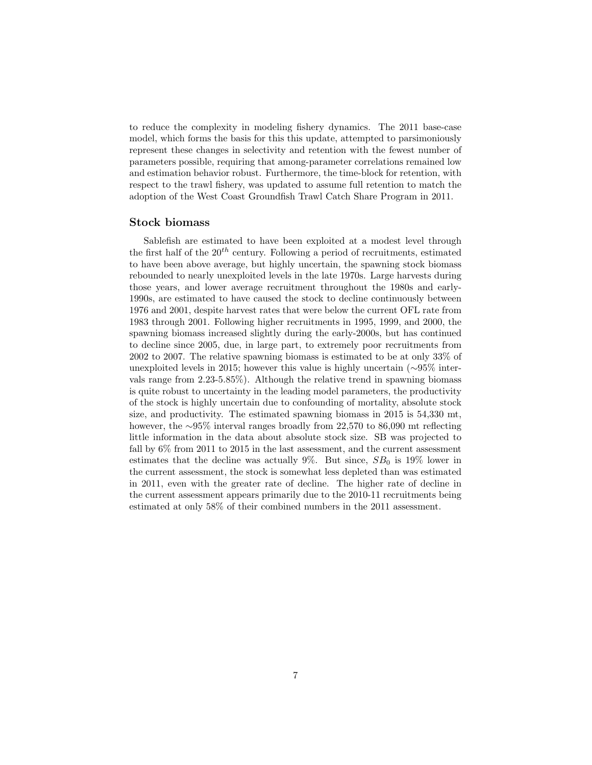to reduce the complexity in modeling fishery dynamics. The 2011 base-case model, which forms the basis for this this update, attempted to parsimoniously represent these changes in selectivity and retention with the fewest number of parameters possible, requiring that among-parameter correlations remained low and estimation behavior robust. Furthermore, the time-block for retention, with respect to the trawl fishery, was updated to assume full retention to match the adoption of the West Coast Groundfish Trawl Catch Share Program in 2011.

### Stock biomass

Sablefish are estimated to have been exploited at a modest level through the first half of the $20^{th}$ century. Following a period of recruitments, estimated to have been above average, but highly uncertain, the spawning stock biomass rebounded to nearly unexploited levels in the late 1970s. Large harvests during those years, and lower average recruitment throughout the 1980s and early-1990s, are estimated to have caused the stock to decline continuously between 1976 and 2001, despite harvest rates that were below the current OFL rate from 1983 through 2001. Following higher recruitments in 1995, 1999, and 2000, the spawning biomass increased slightly during the early-2000s, but has continued to decline since 2005, due, in large part, to extremely poor recruitments from 2002 to 2007. The relative spawning biomass is estimated to be at only 33% of unexploited levels in 2015; however this value is highly uncertain (~95% intervals range from 2.23-5.85%). Although the relative trend in spawning biomass is quite robust to uncertainty in the leading model parameters, the productivity of the stock is highly uncertain due to confounding of mortality, absolute stock size, and productivity. The estimated spawning biomass in 2015 is 54,330 mt, however, the ~95% interval ranges broadly from 22,570 to 86,090 mt reflecting little information in the data about absolute stock size. SB was projected to fall by 6% from 2011 to 2015 in the last assessment, and the current assessment estimates that the decline was actually 9%. But since, $SB_0$ is 19% lower in the current assessment, the stock is somewhat less depleted than was estimated in 2011, even with the greater rate of decline. The higher rate of decline in the current assessment appears primarily due to the 2010-11 recruitments being estimated at only 58% of their combined numbers in the 2011 assessment.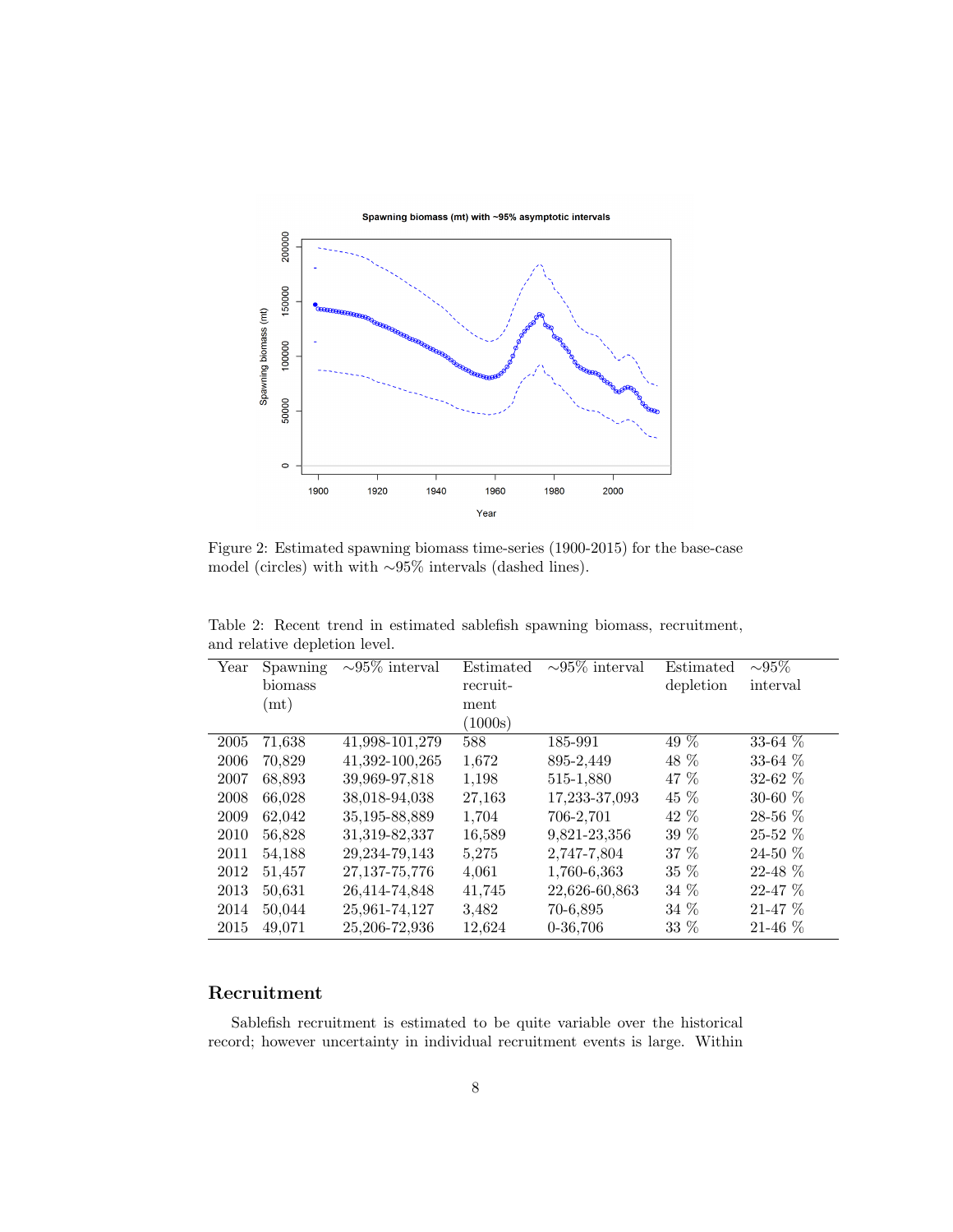Spawning biomass (mt) with ~95% asymptotic intervals

Spawning biomass (mt)

0
50000
100000
150000
200000

1900
1920
1940
1960
1980
2000

Year

Figure 2: Estimated spawning biomass time-series (1900-2015) for the base-case model (circles) with with ∼95% intervals (dashed lines).

Table 2: Recent trend in estimated sablefish spawning biomass, recruitment, and relative depletion level.

| Year | Spawning biomass (mt) | ∼95% interval | Estimated recruitment (1000s) | ∼95% interval | Estimated depletion | ∼95% interval |
|---|---|---|---|---|---|---|
| 2005 | 71,638 | 41,998-101,279 | 588 | 185-991 | 49 % | 33-64 % |
| 2006 | 70,829 | 41,392-100,265 | 1,672 | 895-2,449 | 48 % | 33-64 % |
| 2007 | 68,893 | 39,969-97,818 | 1,198 | 515-1,880 | 47 % | 32-62 % |
| 2008 | 66,028 | 38,018-94,038 | 27,163 | 17,233-37,093 | 45 % | 30-60 % |
| 2009 | 62,042 | 35,195-88,889 | 1,704 | 706-2,701 | 42 % | 28-56 % |
| 2010 | 56,828 | 31,319-82,337 | 16,589 | 9,821-23,356 | 39 % | 25-52 % |
| 2011 | 54,188 | 29,234-79,143 | 5,275 | 2,747-7,804 | 37 % | 24-50 % |
| 2012 | 51,457 | 27,137-75,776 | 4,061 | 1,760-6,363 | 35 % | 22-48 % |
| 2013 | 50,631 | 26,414-74,848 | 41,745 | 22,626-60,863 | 34 % | 22-47 % |
| 2014 | 50,044 | 25,961-74,127 | 3,482 | 70-6,895 | 34 % | 21-47 % |
| 2015 | 49,071 | 25,206-72,936 | 12,624 | 0-36,706 | 33 % | 21-46 % |

## Recruitment

Sablefish recruitment is estimated to be quite variable over the historical record; however uncertainty in individual recruitment events is large. Within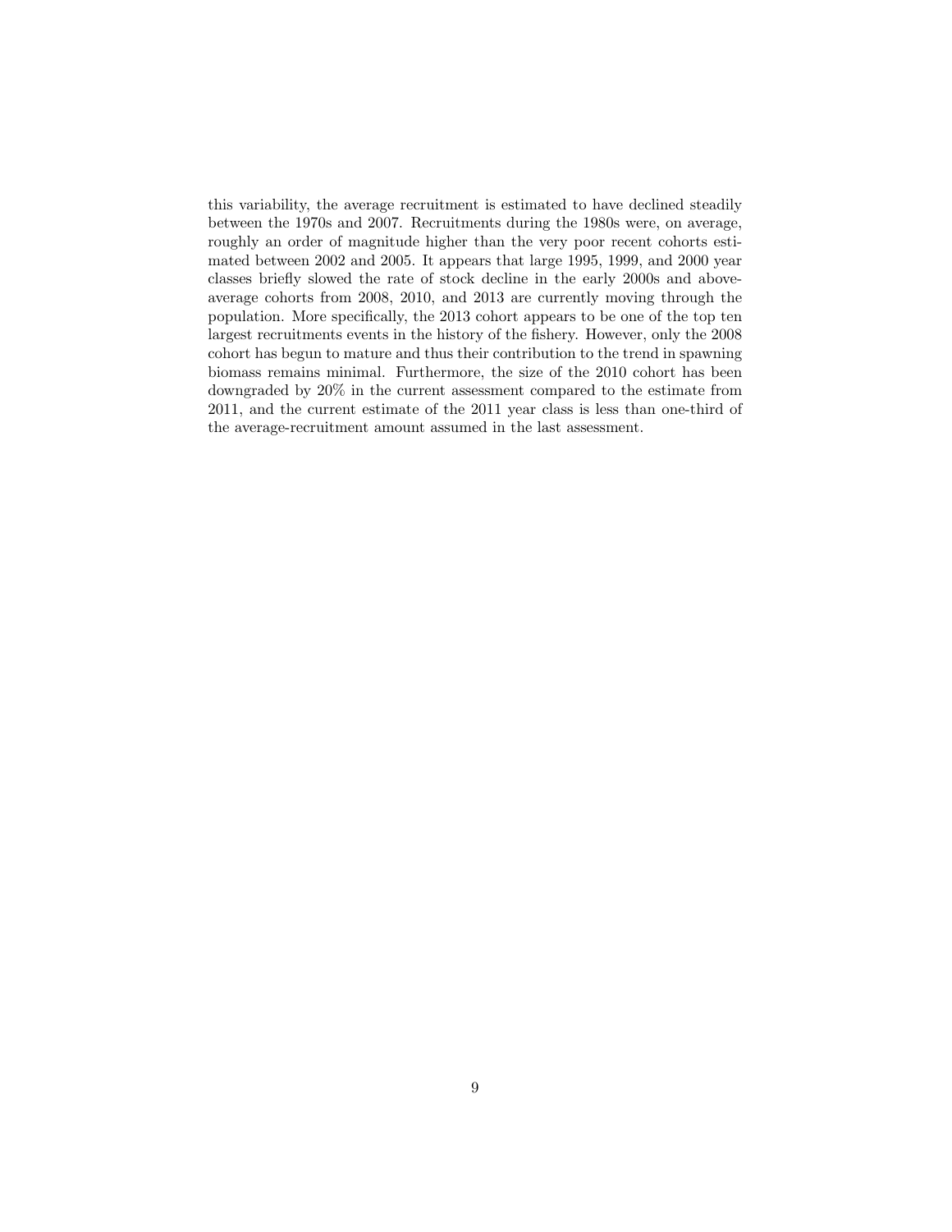this variability, the average recruitment is estimated to have declined steadily between the 1970s and 2007. Recruitments during the 1980s were, on average, roughly an order of magnitude higher than the very poor recent cohorts estimated between 2002 and 2005. It appears that large 1995, 1999, and 2000 year classes briefly slowed the rate of stock decline in the early 2000s and above-average cohorts from 2008, 2010, and 2013 are currently moving through the population. More specifically, the 2013 cohort appears to be one of the top ten largest recruitments events in the history of the fishery. However, only the 2008 cohort has begun to mature and thus their contribution to the trend in spawning biomass remains minimal. Furthermore, the size of the 2010 cohort has been downgraded by 20% in the current assessment compared to the estimate from 2011, and the current estimate of the 2011 year class is less than one-third of the average-recruitment amount assumed in the last assessment.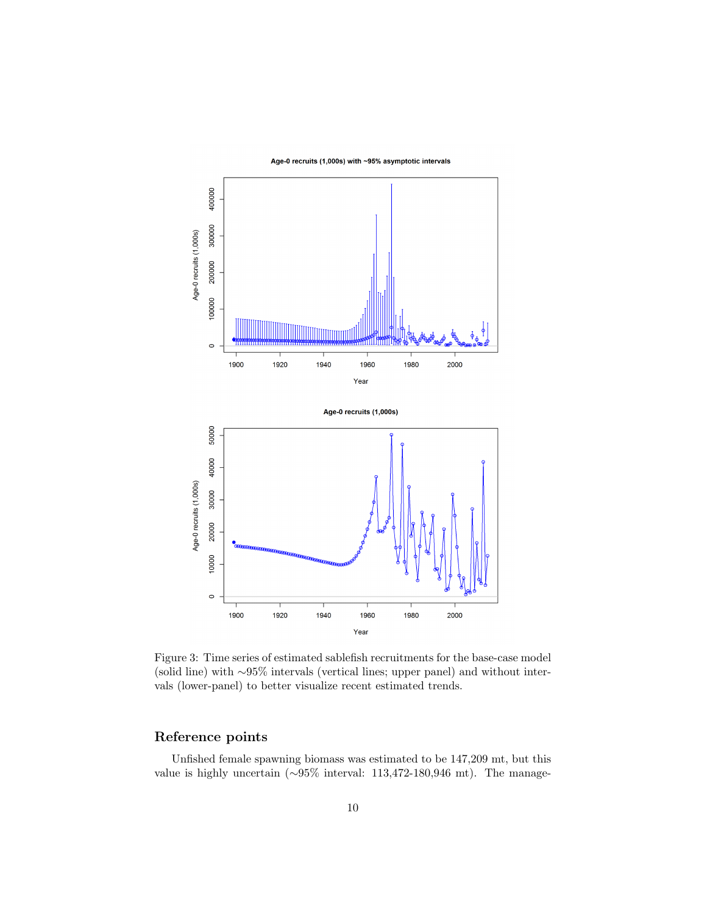Age-0 recruits (1,000s) with ~95% asymptotic intervals

Age-0 recruits (1,000s)

0
100000
200000
300000
400000

1900
1920
1940
1960
1980
2000

Year

Age-0 recruits (1,000s)

Age-0 recruits (1,000s)

0
10000
20000
30000
40000
50000

1900
1920
1940
1960
1980
2000

Year

Figure 3: Time series of estimated sablefish recruitments for the base-case model (solid line) with ∼95% intervals (vertical lines; upper panel) and without intervals (lower-panel) to better visualize recent estimated trends.

## Reference points

Unfished female spawning biomass was estimated to be 147,209 mt, but this value is highly uncertain (∼95% interval: 113,472-180,946 mt). The manage-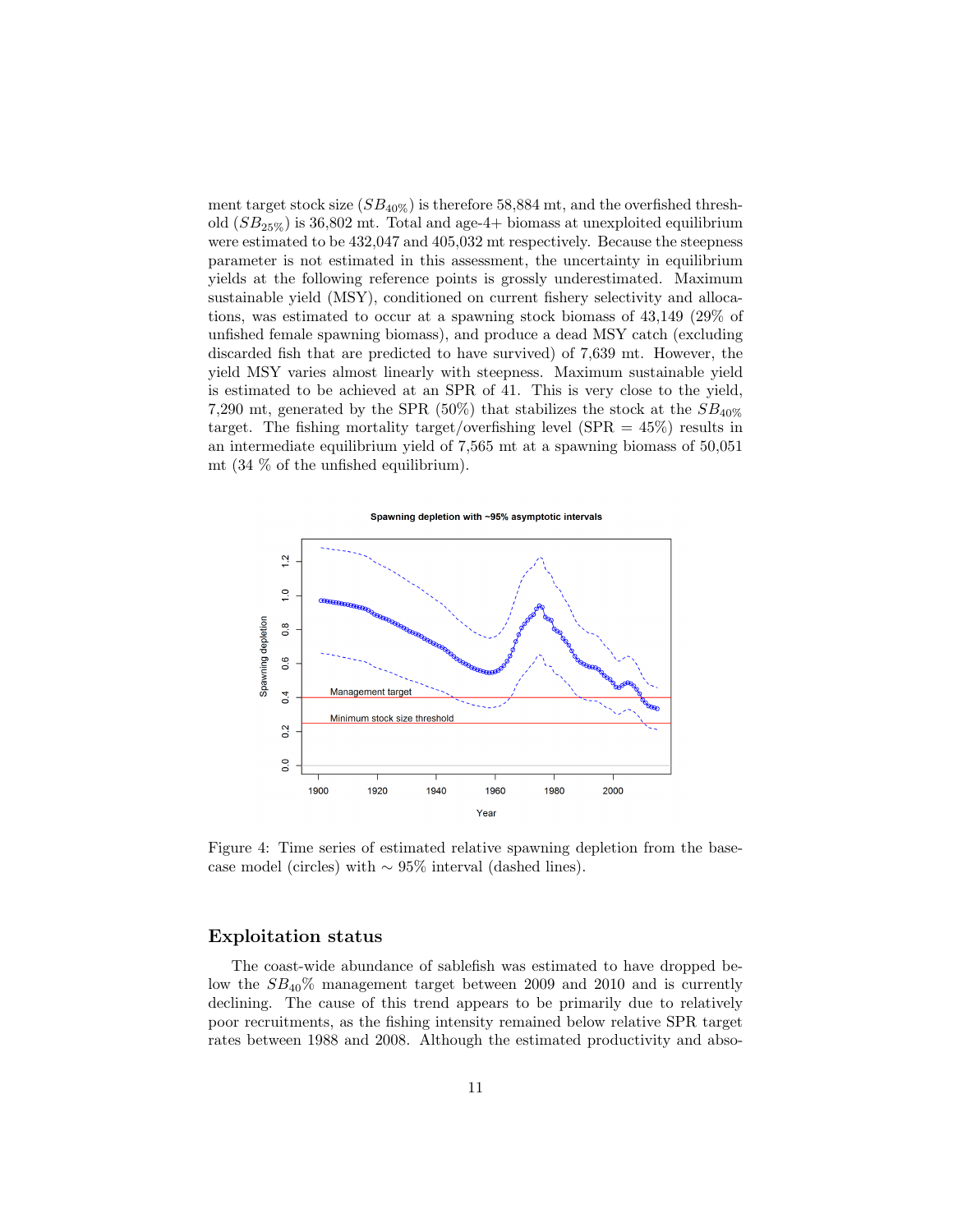ment target stock size ($SB_{40\%}$) is therefore 58,884 mt, and the overfished threshold ($SB_{25\%}$) is 36,802 mt. Total and age-4+ biomass at unexploited equilibrium were estimated to be 432,047 and 405,032 mt respectively. Because the steepness parameter is not estimated in this assessment, the uncertainty in equilibrium yields at the following reference points is grossly underestimated. Maximum sustainable yield (MSY), conditioned on current fishery selectivity and allocations, was estimated to occur at a spawning stock biomass of 43,149 (29% of unfished female spawning biomass), and produce a dead MSY catch (excluding discarded fish that are predicted to have survived) of 7,639 mt. However, the yield MSY varies almost linearly with steepness. Maximum sustainable yield is estimated to be achieved at an SPR of 41. This is very close to the yield, 7,290 mt, generated by the SPR (50%) that stabilizes the stock at the $SB_{40\%}$ target. The fishing mortality target/overfishing level (SPR = 45%) results in an intermediate equilibrium yield of 7,565 mt at a spawning biomass of 50,051 mt (34 % of the unfished equilibrium).

Spawning depletion with ~95% asymptotic intervals

Spawning depletion

0.0
0.2
0.4
0.6
0.8
1.0
1.2

Management target

Minimum stock size threshold

1900
1920
1940
1960
1980
2000

Year

Figure 4: Time series of estimated relative spawning depletion from the base-case model (circles) with $\sim$ 95% interval (dashed lines).

## Exploitation status

The coast-wide abundance of sablefish was estimated to have dropped below the $SB_{40}$% management target between 2009 and 2010 and is currently declining. The cause of this trend appears to be primarily due to relatively poor recruitments, as the fishing intensity remained below relative SPR target rates between 1988 and 2008. Although the estimated productivity and abso-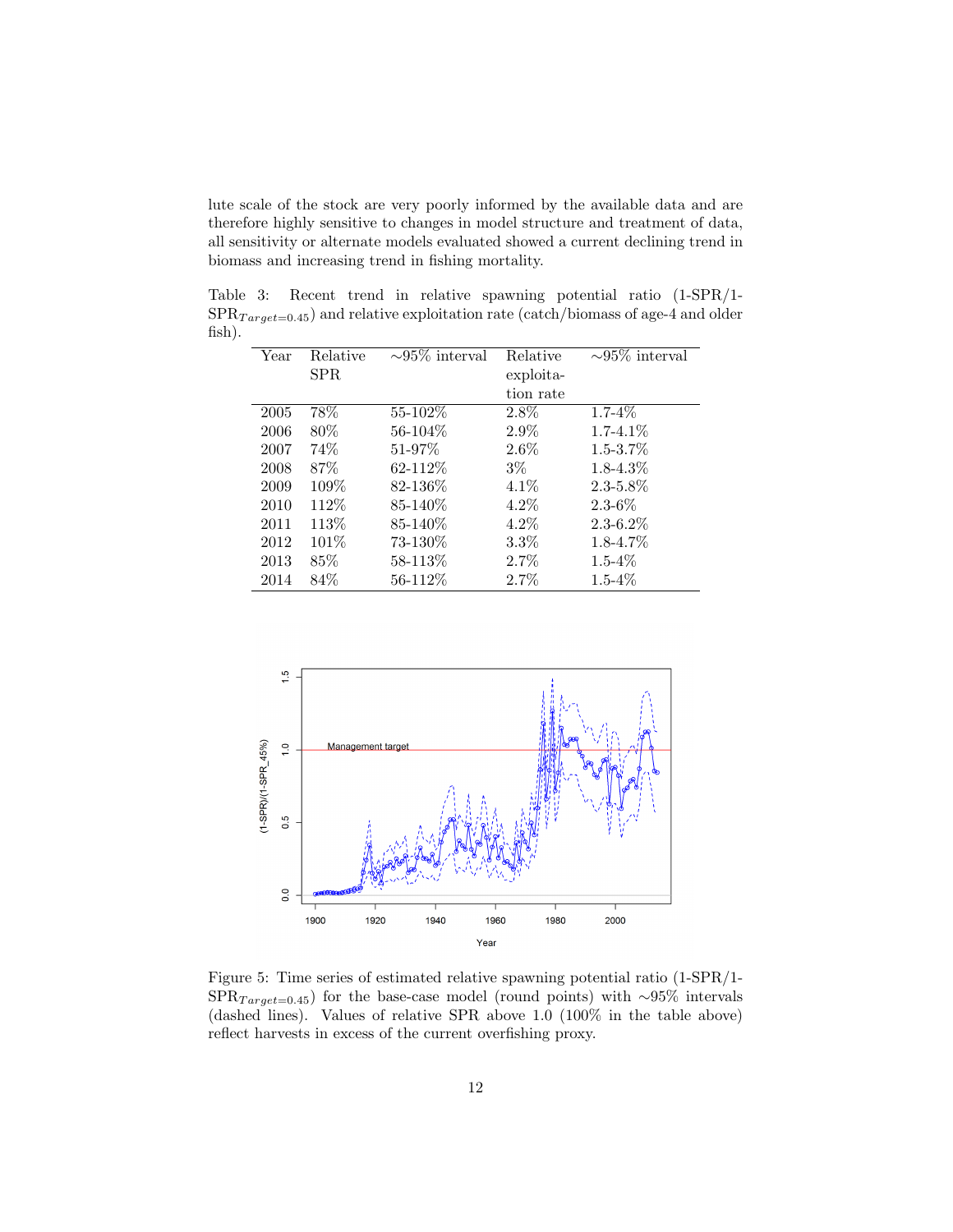lute scale of the stock are very poorly informed by the available data and are therefore highly sensitive to changes in model structure and treatment of data, all sensitivity or alternate models evaluated showed a current declining trend in biomass and increasing trend in fishing mortality.

Table 3: Recent trend in relative spawning potential ratio (1-SPR/1-$SPR_{Target=0.45}$) and relative exploitation rate (catch/biomass of age-4 and older fish).

| Year | Relative SPR | ~95% interval | Relative exploitation rate | ~95% interval |
|---|---|---|---|---|
| 2005 | 78% | 55-102% | 2.8% | 1.7-4% |
| 2006 | 80% | 56-104% | 2.9% | 1.7-4.1% |
| 2007 | 74% | 51-97% | 2.6% | 1.5-3.7% |
| 2008 | 87% | 62-112% | 3% | 1.8-4.3% |
| 2009 | 109% | 82-136% | 4.1% | 2.3-5.8% |
| 2010 | 112% | 85-140% | 4.2% | 2.3-6% |
| 2011 | 113% | 85-140% | 4.2% | 2.3-6.2% |
| 2012 | 101% | 73-130% | 3.3% | 1.8-4.7% |
| 2013 | 85% | 58-113% | 2.7% | 1.5-4% |
| 2014 | 84% | 56-112% | 2.7% | 1.5-4% |

Management target

(1-SPR)/(1-SPR_45%)

0.0
0.5
1.0
1.5

1900
1920
1940
1960
1980
2000

Year

Figure 5: Time series of estimated relative spawning potential ratio (1-SPR/1-$SPR_{Target=0.45}$) for the base-case model (round points) with ~95% intervals (dashed lines). Values of relative SPR above 1.0 (100% in the table above) reflect harvests in excess of the current overfishing proxy.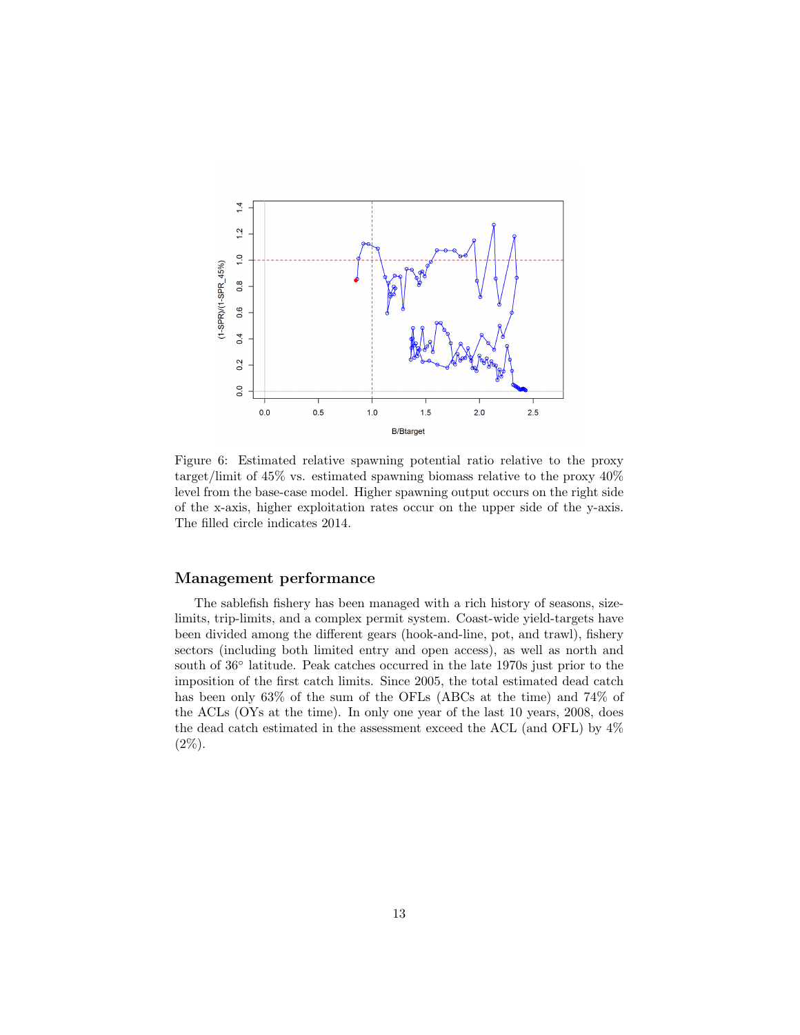(1-SPR)/(1-SPR_45%)

0.0
0.2
0.4
0.6
0.8
1.0
1.2
1.4

0.0
0.5
1.0
1.5
2.0
2.5

B/Btarget

Figure 6: Estimated relative spawning potential ratio relative to the proxy target/limit of 45% vs. estimated spawning biomass relative to the proxy 40% level from the base-case model. Higher spawning output occurs on the right side of the x-axis, higher exploitation rates occur on the upper side of the y-axis. The filled circle indicates 2014.

## Management performance

The sablefish fishery has been managed with a rich history of seasons, size-limits, trip-limits, and a complex permit system. Coast-wide yield-targets have been divided among the different gears (hook-and-line, pot, and trawl), fishery sectors (including both limited entry and open access), as well as north and south of 36° latitude. Peak catches occurred in the late 1970s just prior to the imposition of the first catch limits. Since 2005, the total estimated dead catch has been only 63% of the sum of the OFLs (ABCs at the time) and 74% of the ACLs (OYs at the time). In only one year of the last 10 years, 2008, does the dead catch estimated in the assessment exceed the ACL (and OFL) by 4% (2%).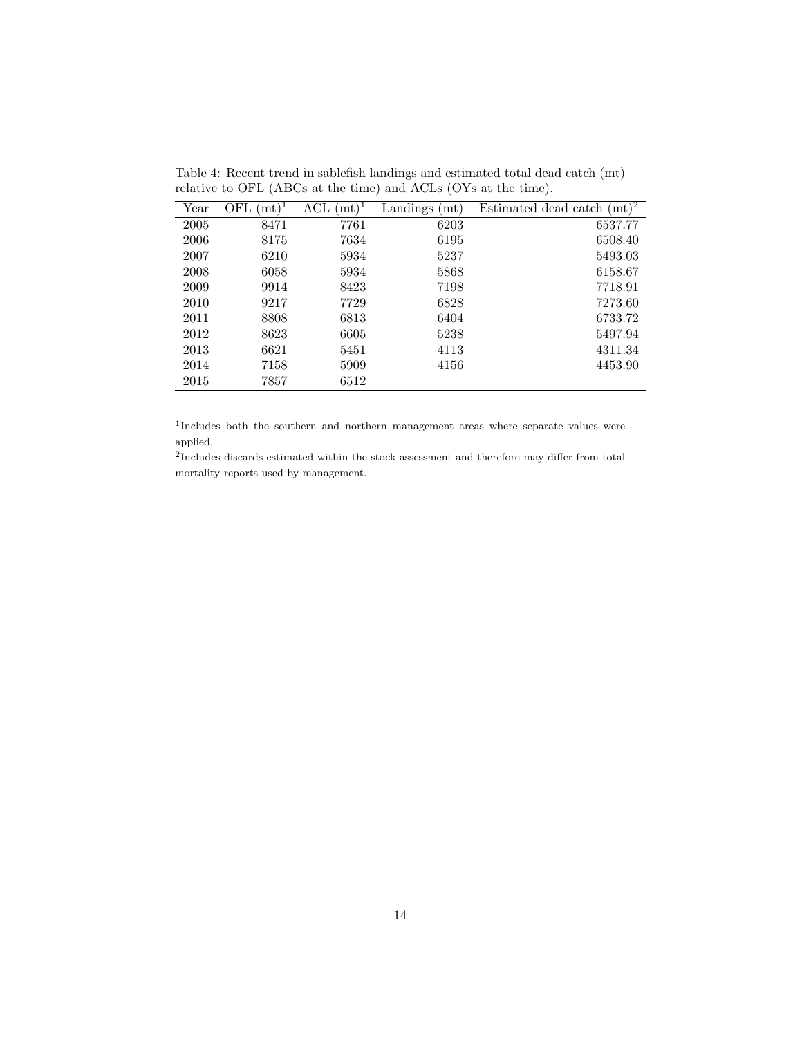Table 4: Recent trend in sablefish landings and estimated total dead catch (mt) relative to OFL (ABCs at the time) and ACLs (OYs at the time).

| Year | OFL (mt)[1] | ACL (mt)[1] | Landings (mt) | Estimated dead catch (mt)[2] |
|---|---|---|---|---|
| 2005 | 8471 | 7761 | 6203 | 6537.77 |
| 2006 | 8175 | 7634 | 6195 | 6508.40 |
| 2007 | 6210 | 5934 | 5237 | 5493.03 |
| 2008 | 6058 | 5934 | 5868 | 6158.67 |
| 2009 | 9914 | 8423 | 7198 | 7718.91 |
| 2010 | 9217 | 7729 | 6828 | 7273.60 |
| 2011 | 8808 | 6813 | 6404 | 6733.72 |
| 2012 | 8623 | 6605 | 5238 | 5497.94 |
| 2013 | 6621 | 5451 | 4113 | 4311.34 |
| 2014 | 7158 | 5909 | 4156 | 4453.90 |
| 2015 | 7857 | 6512 | | |

[1]Includes both the southern and northern management areas where separate values were applied.

[2]Includes discards estimated within the stock assessment and therefore may differ from total mortality reports used by management.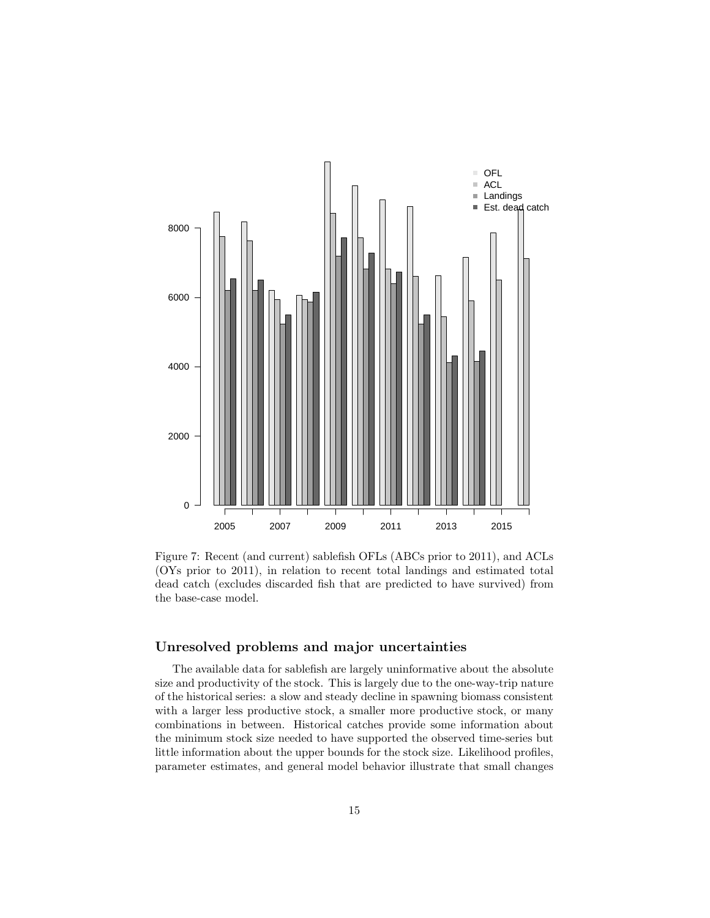OFL
ACL
Landings
Est. dead catch

0
2000
4000
6000
8000

2005
2007
2009
2011
2013
2015

Figure 7: Recent (and current) sablefish OFLs (ABCs prior to 2011), and ACLs (OYs prior to 2011), in relation to recent total landings and estimated total dead catch (excludes discarded fish that are predicted to have survived) from the base-case model.

## Unresolved problems and major uncertainties

The available data for sablefish are largely uninformative about the absolute size and productivity of the stock. This is largely due to the one-way-trip nature of the historical series: a slow and steady decline in spawning biomass consistent with a larger less productive stock, a smaller more productive stock, or many combinations in between. Historical catches provide some information about the minimum stock size needed to have supported the observed time-series but little information about the upper bounds for the stock size. Likelihood profiles, parameter estimates, and general model behavior illustrate that small changes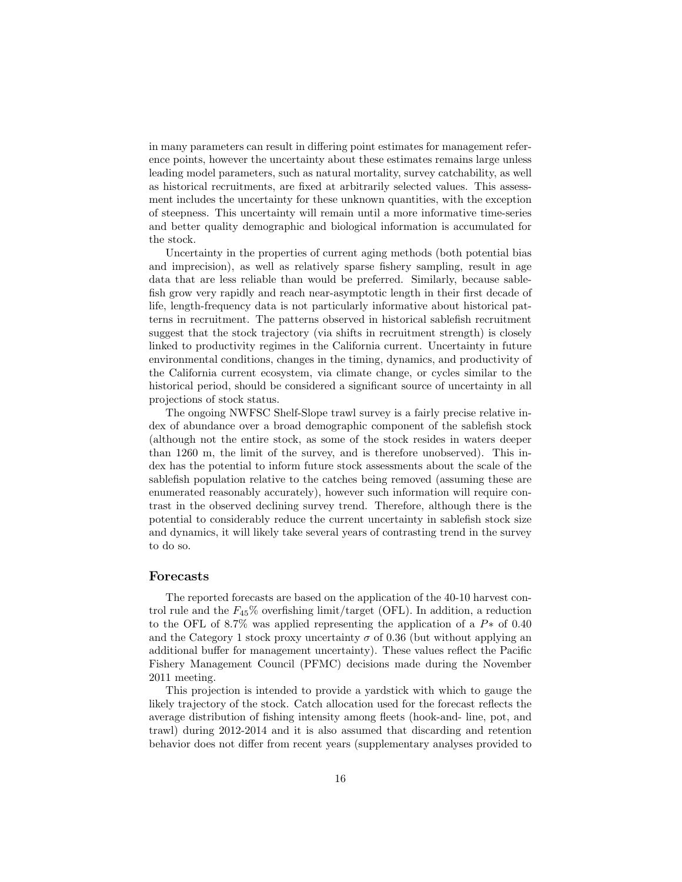in many parameters can result in differing point estimates for management reference points, however the uncertainty about these estimates remains large unless leading model parameters, such as natural mortality, survey catchability, as well as historical recruitments, are fixed at arbitrarily selected values. This assessment includes the uncertainty for these unknown quantities, with the exception of steepness. This uncertainty will remain until a more informative time-series and better quality demographic and biological information is accumulated for the stock.

Uncertainty in the properties of current aging methods (both potential bias and imprecision), as well as relatively sparse fishery sampling, result in age data that are less reliable than would be preferred. Similarly, because sablefish grow very rapidly and reach near-asymptotic length in their first decade of life, length-frequency data is not particularly informative about historical patterns in recruitment. The patterns observed in historical sablefish recruitment suggest that the stock trajectory (via shifts in recruitment strength) is closely linked to productivity regimes in the California current. Uncertainty in future environmental conditions, changes in the timing, dynamics, and productivity of the California current ecosystem, via climate change, or cycles similar to the historical period, should be considered a significant source of uncertainty in all projections of stock status.

The ongoing NWFSC Shelf-Slope trawl survey is a fairly precise relative index of abundance over a broad demographic component of the sablefish stock (although not the entire stock, as some of the stock resides in waters deeper than 1260 m, the limit of the survey, and is therefore unobserved). This index has the potential to inform future stock assessments about the scale of the sablefish population relative to the catches being removed (assuming these are enumerated reasonably accurately), however such information will require contrast in the observed declining survey trend. Therefore, although there is the potential to considerably reduce the current uncertainty in sablefish stock size and dynamics, it will likely take several years of contrasting trend in the survey to do so.

### Forecasts

The reported forecasts are based on the application of the 40-10 harvest control rule and the $F_{45}\%$ overfishing limit/target (OFL). In addition, a reduction to the OFL of 8.7% was applied representing the application of a $P*$ of 0.40 and the Category 1 stock proxy uncertainty $\sigma$ of 0.36 (but without applying an additional buffer for management uncertainty). These values reflect the Pacific Fishery Management Council (PFMC) decisions made during the November 2011 meeting.

This projection is intended to provide a yardstick with which to gauge the likely trajectory of the stock. Catch allocation used for the forecast reflects the average distribution of fishing intensity among fleets (hook-and- line, pot, and trawl) during 2012-2014 and it is also assumed that discarding and retention behavior does not differ from recent years (supplementary analyses provided to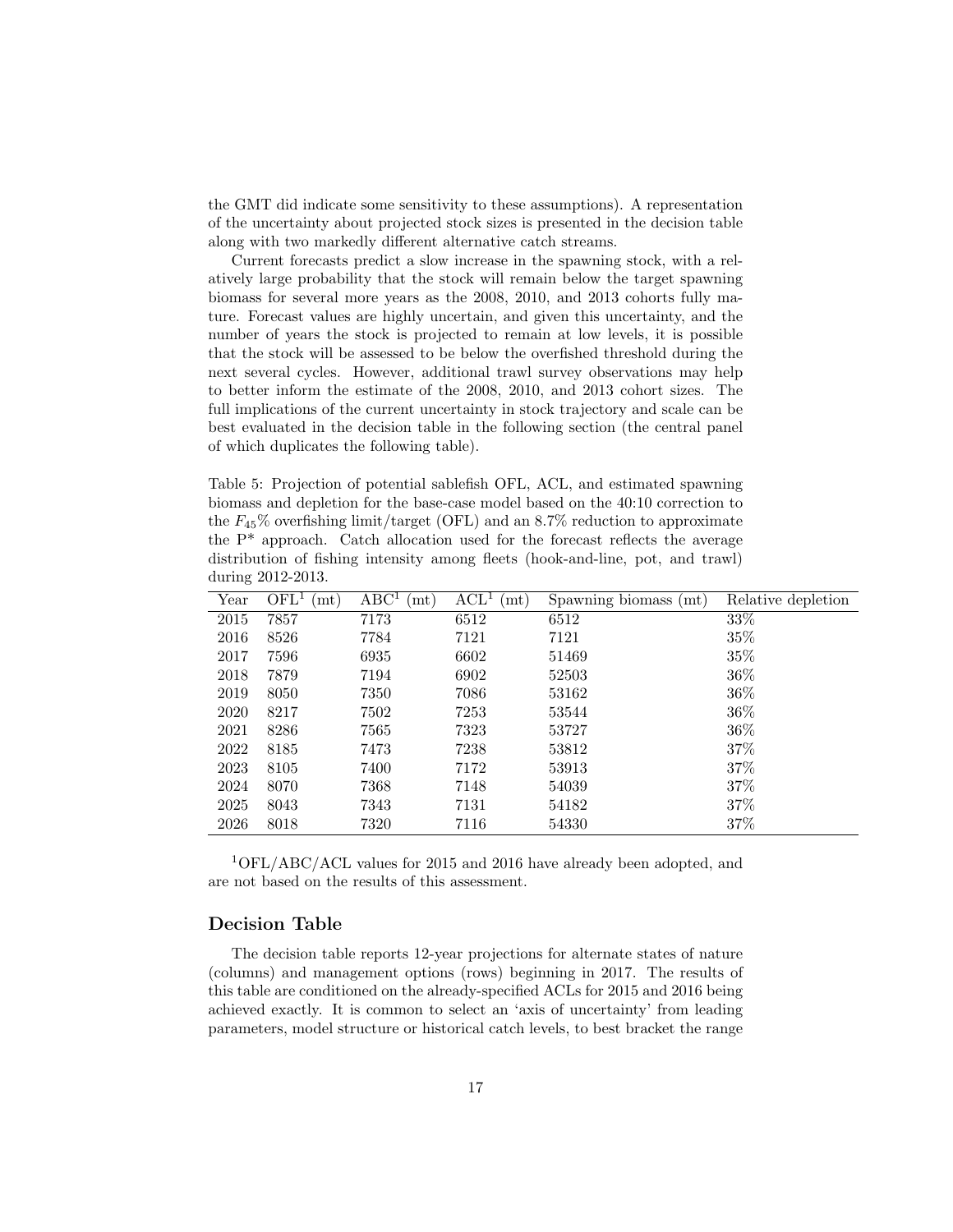the GMT did indicate some sensitivity to these assumptions). A representation of the uncertainty about projected stock sizes is presented in the decision table along with two markedly different alternative catch streams.

Current forecasts predict a slow increase in the spawning stock, with a relatively large probability that the stock will remain below the target spawning biomass for several more years as the 2008, 2010, and 2013 cohorts fully mature. Forecast values are highly uncertain, and given this uncertainty, and the number of years the stock is projected to remain at low levels, it is possible that the stock will be assessed to be below the overfished threshold during the next several cycles. However, additional trawl survey observations may help to better inform the estimate of the 2008, 2010, and 2013 cohort sizes. The full implications of the current uncertainty in stock trajectory and scale can be best evaluated in the decision table in the following section (the central panel of which duplicates the following table).

Table 5: Projection of potential sablefish OFL, ACL, and estimated spawning biomass and depletion for the base-case model based on the 40:10 correction to the $F_{45}$% overfishing limit/target (OFL) and an 8.7% reduction to approximate the P* approach. Catch allocation used for the forecast reflects the average distribution of fishing intensity among fleets (hook-and-line, pot, and trawl) during 2012-2013.

| Year | OFL[1] (mt) | ABC[1] (mt) | ACL[1] (mt) | Spawning biomass (mt) | Relative depletion |
|---|---|---|---|---|---|
| 2015 | 7857 | 7173 | 6512 | 6512 | 33% |
| 2016 | 8526 | 7784 | 7121 | 7121 | 35% |
| 2017 | 7596 | 6935 | 6602 | 51469 | 35% |
| 2018 | 7879 | 7194 | 6902 | 52503 | 36% |
| 2019 | 8050 | 7350 | 7086 | 53162 | 36% |
| 2020 | 8217 | 7502 | 7253 | 53544 | 36% |
| 2021 | 8286 | 7565 | 7323 | 53727 | 36% |
| 2022 | 8185 | 7473 | 7238 | 53812 | 37% |
| 2023 | 8105 | 7400 | 7172 | 53913 | 37% |
| 2024 | 8070 | 7368 | 7148 | 54039 | 37% |
| 2025 | 8043 | 7343 | 7131 | 54182 | 37% |
| 2026 | 8018 | 7320 | 7116 | 54330 | 37% |

[1]OFL/ABC/ACL values for 2015 and 2016 have already been adopted, and are not based on the results of this assessment.

## Decision Table

The decision table reports 12-year projections for alternate states of nature (columns) and management options (rows) beginning in 2017. The results of this table are conditioned on the already-specified ACLs for 2015 and 2016 being achieved exactly. It is common to select an 'axis of uncertainty' from leading parameters, model structure or historical catch levels, to best bracket the range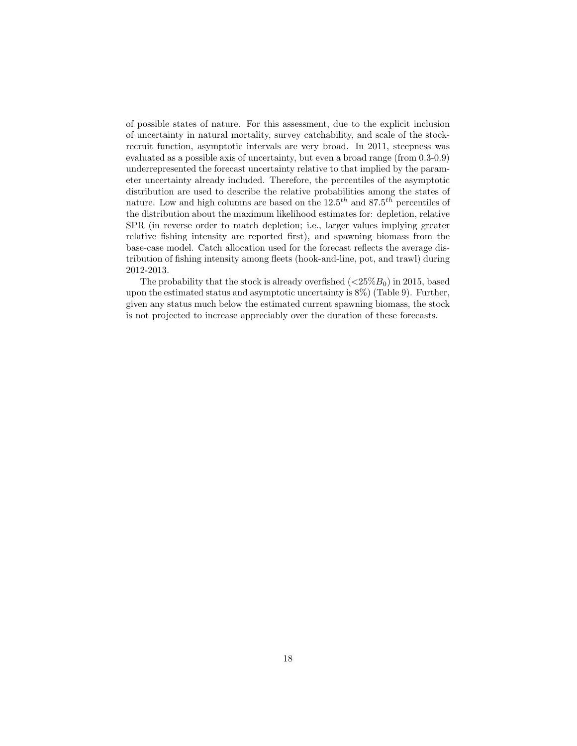of possible states of nature. For this assessment, due to the explicit inclusion of uncertainty in natural mortality, survey catchability, and scale of the stock-recruit function, asymptotic intervals are very broad. In 2011, steepness was evaluated as a possible axis of uncertainty, but even a broad range (from 0.3-0.9) underrepresented the forecast uncertainty relative to that implied by the parameter uncertainty already included. Therefore, the percentiles of the asymptotic distribution are used to describe the relative probabilities among the states of nature. Low and high columns are based on the $12.5^{th}$ and $87.5^{th}$ percentiles of the distribution about the maximum likelihood estimates for: depletion, relative SPR (in reverse order to match depletion; i.e., larger values implying greater relative fishing intensity are reported first), and spawning biomass from the base-case model. Catch allocation used for the forecast reflects the average distribution of fishing intensity among fleets (hook-and-line, pot, and trawl) during 2012-2013.

The probability that the stock is already overfished ($<25\% B_0$) in 2015, based upon the estimated status and asymptotic uncertainty is 8%) (Table 9). Further, given any status much below the estimated current spawning biomass, the stock is not projected to increase appreciably over the duration of these forecasts.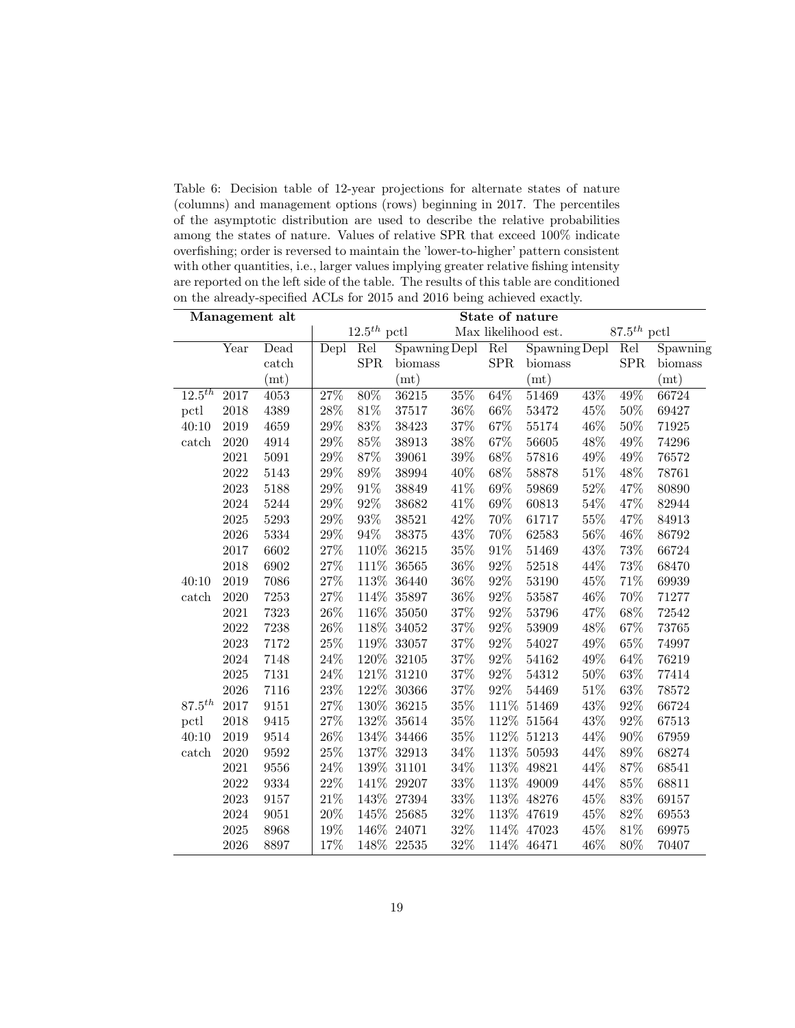Table 6: Decision table of 12-year projections for alternate states of nature (columns) and management options (rows) beginning in 2017. The percentiles of the asymptotic distribution are used to describe the relative probabilities among the states of nature. Values of relative SPR that exceed 100% indicate overfishing; order is reversed to maintain the 'lower-to-higher' pattern consistent with other quantities, i.e., larger values implying greater relative fishing intensity are reported on the left side of the table. The results of this table are conditioned on the already-specified ACLs for 2015 and 2016 being achieved exactly.

| **Management alt** | | | **State of nature** | | | | | | | | |
|---|---|---|---|---|---|---|---|---|---|---|---|
| | | | $12.5^{th}$ pctl | | | Max likelihood est. | | | $87.5^{th}$ pctl | | |
| | Year | Dead catch (mt) | Depl | Rel SPR | Spawning biomass (mt) | Depl | Rel SPR | Spawning biomass (mt) | Depl | Rel SPR | Spawning biomass (mt) |
| $12.5^{th}$ | 2017 | 4053 | 27% | 80% | 36215 | 35% | 64% | 51469 | 43% | 49% | 66724 |
| pctl | 2018 | 4389 | 28% | 81% | 37517 | 36% | 66% | 53472 | 45% | 50% | 69427 |
| 40:10 | 2019 | 4659 | 29% | 83% | 38423 | 37% | 67% | 55174 | 46% | 50% | 71925 |
| catch | 2020 | 4914 | 29% | 85% | 38913 | 38% | 67% | 56605 | 48% | 49% | 74296 |
| | 2021 | 5091 | 29% | 87% | 39061 | 39% | 68% | 57816 | 49% | 49% | 76572 |
| | 2022 | 5143 | 29% | 89% | 38994 | 40% | 68% | 58878 | 51% | 48% | 78761 |
| | 2023 | 5188 | 29% | 91% | 38849 | 41% | 69% | 59869 | 52% | 47% | 80890 |
| | 2024 | 5244 | 29% | 92% | 38682 | 41% | 69% | 60813 | 54% | 47% | 82944 |
| | 2025 | 5293 | 29% | 93% | 38521 | 42% | 70% | 61717 | 55% | 47% | 84913 |
| | 2026 | 5334 | 29% | 94% | 38375 | 43% | 70% | 62583 | 56% | 46% | 86792 |
| | 2017 | 6602 | 27% | 110% | 36215 | 35% | 91% | 51469 | 43% | 73% | 66724 |
| | 2018 | 6902 | 27% | 111% | 36565 | 36% | 92% | 52518 | 44% | 73% | 68470 |
| 40:10 | 2019 | 7086 | 27% | 113% | 36440 | 36% | 92% | 53190 | 45% | 71% | 69939 |
| catch | 2020 | 7253 | 27% | 114% | 35897 | 36% | 92% | 53587 | 46% | 70% | 71277 |
| | 2021 | 7323 | 26% | 116% | 35050 | 37% | 92% | 53796 | 47% | 68% | 72542 |
| | 2022 | 7238 | 26% | 118% | 34052 | 37% | 92% | 53909 | 48% | 67% | 73765 |
| | 2023 | 7172 | 25% | 119% | 33057 | 37% | 92% | 54027 | 49% | 65% | 74997 |
| | 2024 | 7148 | 24% | 120% | 32105 | 37% | 92% | 54162 | 49% | 64% | 76219 |
| | 2025 | 7131 | 24% | 121% | 31210 | 37% | 92% | 54312 | 50% | 63% | 77414 |
| | 2026 | 7116 | 23% | 122% | 30366 | 37% | 92% | 54469 | 51% | 63% | 78572 |
| $87.5^{th}$ | 2017 | 9151 | 27% | 130% | 36215 | 35% | 111% | 51469 | 43% | 92% | 66724 |
| pctl | 2018 | 9415 | 27% | 132% | 35614 | 35% | 112% | 51564 | 43% | 92% | 67513 |
| 40:10 | 2019 | 9514 | 26% | 134% | 34466 | 35% | 112% | 51213 | 44% | 90% | 67959 |
| catch | 2020 | 9592 | 25% | 137% | 32913 | 34% | 113% | 50593 | 44% | 89% | 68274 |
| | 2021 | 9556 | 24% | 139% | 31101 | 34% | 113% | 49821 | 44% | 87% | 68541 |
| | 2022 | 9334 | 22% | 141% | 29207 | 33% | 113% | 49009 | 44% | 85% | 68811 |
| | 2023 | 9157 | 21% | 143% | 27394 | 33% | 113% | 48276 | 45% | 83% | 69157 |
| | 2024 | 9051 | 20% | 145% | 25685 | 32% | 113% | 47619 | 45% | 82% | 69553 |
| | 2025 | 8968 | 19% | 146% | 24071 | 32% | 114% | 47023 | 45% | 81% | 69975 |
| | 2026 | 8897 | 17% | 148% | 22535 | 32% | 114% | 46471 | 46% | 80% | 70407 |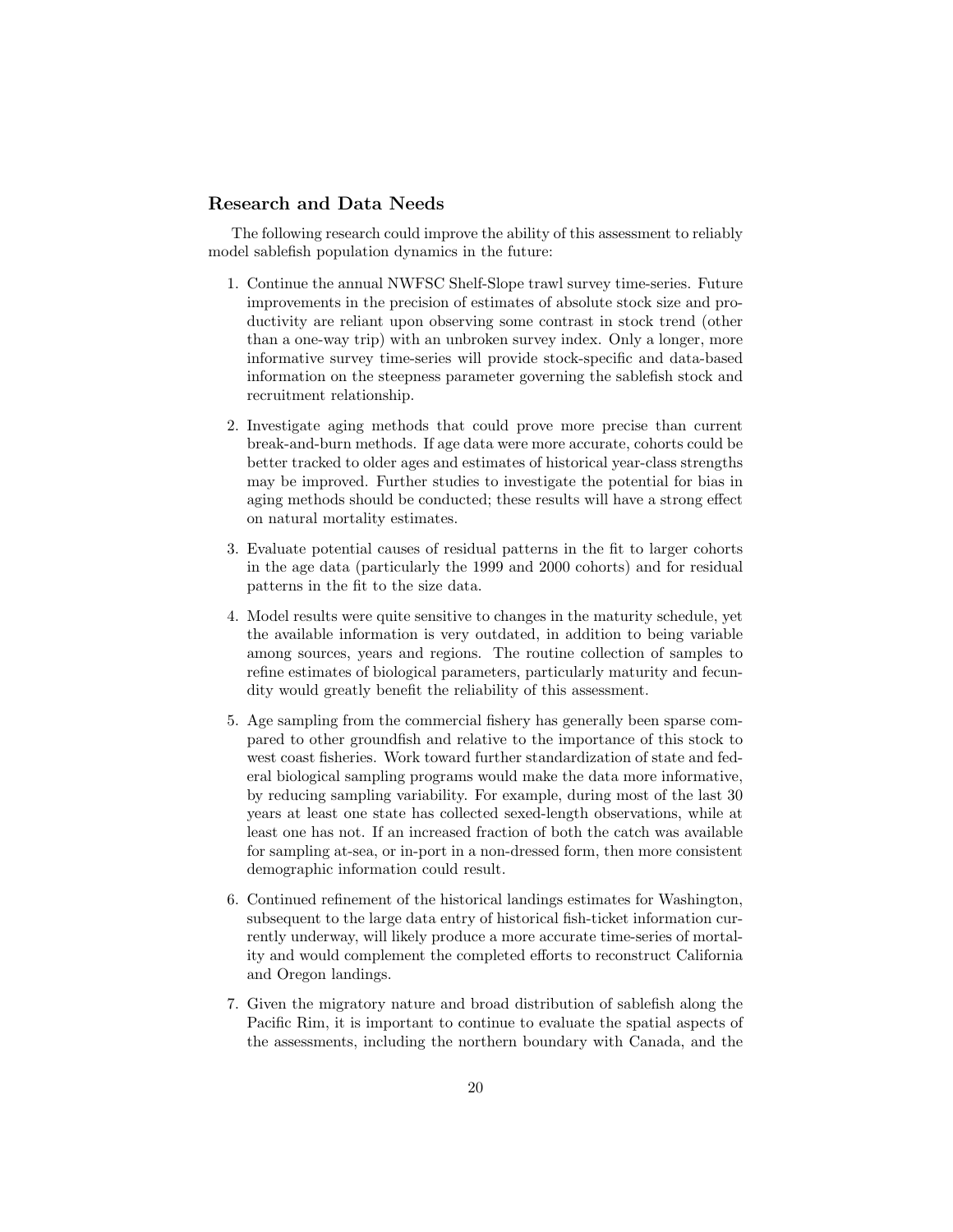### Research and Data Needs

The following research could improve the ability of this assessment to reliably model sablefish population dynamics in the future:

1. Continue the annual NWFSC Shelf-Slope trawl survey time-series. Future improvements in the precision of estimates of absolute stock size and productivity are reliant upon observing some contrast in stock trend (other than a one-way trip) with an unbroken survey index. Only a longer, more informative survey time-series will provide stock-specific and data-based information on the steepness parameter governing the sablefish stock and recruitment relationship.

2. Investigate aging methods that could prove more precise than current break-and-burn methods. If age data were more accurate, cohorts could be better tracked to older ages and estimates of historical year-class strengths may be improved. Further studies to investigate the potential for bias in aging methods should be conducted; these results will have a strong effect on natural mortality estimates.

3. Evaluate potential causes of residual patterns in the fit to larger cohorts in the age data (particularly the 1999 and 2000 cohorts) and for residual patterns in the fit to the size data.

4. Model results were quite sensitive to changes in the maturity schedule, yet the available information is very outdated, in addition to being variable among sources, years and regions. The routine collection of samples to refine estimates of biological parameters, particularly maturity and fecundity would greatly benefit the reliability of this assessment.

5. Age sampling from the commercial fishery has generally been sparse compared to other groundfish and relative to the importance of this stock to west coast fisheries. Work toward further standardization of state and federal biological sampling programs would make the data more informative, by reducing sampling variability. For example, during most of the last 30 years at least one state has collected sexed-length observations, while at least one has not. If an increased fraction of both the catch was available for sampling at-sea, or in-port in a non-dressed form, then more consistent demographic information could result.

6. Continued refinement of the historical landings estimates for Washington, subsequent to the large data entry of historical fish-ticket information currently underway, will likely produce a more accurate time-series of mortality and would complement the completed efforts to reconstruct California and Oregon landings.

7. Given the migratory nature and broad distribution of sablefish along the Pacific Rim, it is important to continue to evaluate the spatial aspects of the assessments, including the northern boundary with Canada, and the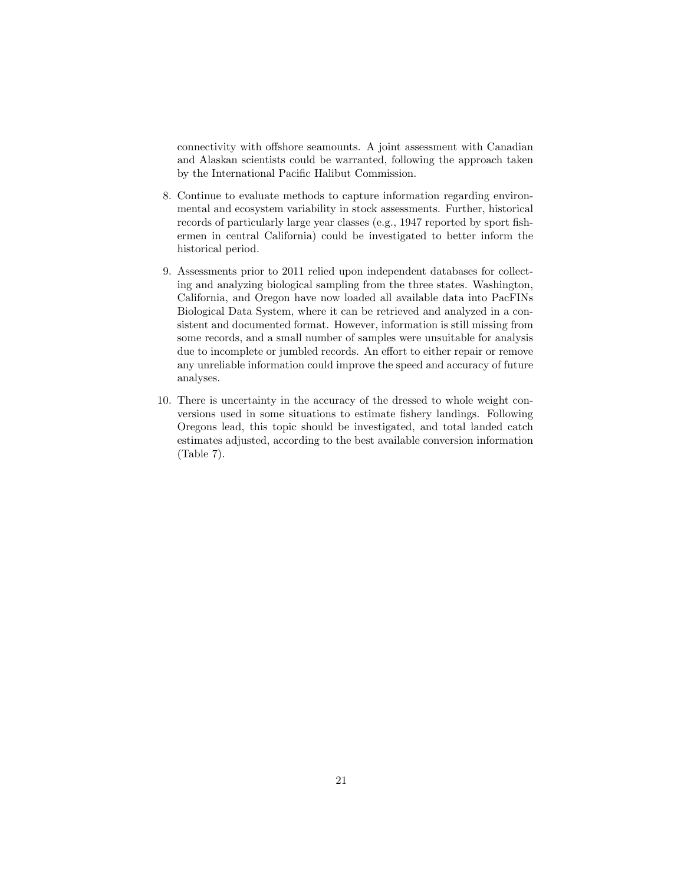connectivity with offshore seamounts. A joint assessment with Canadian and Alaskan scientists could be warranted, following the approach taken by the International Pacific Halibut Commission.

8. Continue to evaluate methods to capture information regarding environmental and ecosystem variability in stock assessments. Further, historical records of particularly large year classes (e.g., 1947 reported by sport fishermen in central California) could be investigated to better inform the historical period.

9. Assessments prior to 2011 relied upon independent databases for collecting and analyzing biological sampling from the three states. Washington, California, and Oregon have now loaded all available data into PacFINs Biological Data System, where it can be retrieved and analyzed in a consistent and documented format. However, information is still missing from some records, and a small number of samples were unsuitable for analysis due to incomplete or jumbled records. An effort to either repair or remove any unreliable information could improve the speed and accuracy of future analyses.

10. There is uncertainty in the accuracy of the dressed to whole weight conversions used in some situations to estimate fishery landings. Following Oregons lead, this topic should be investigated, and total landed catch estimates adjusted, according to the best available conversion information (Table 7).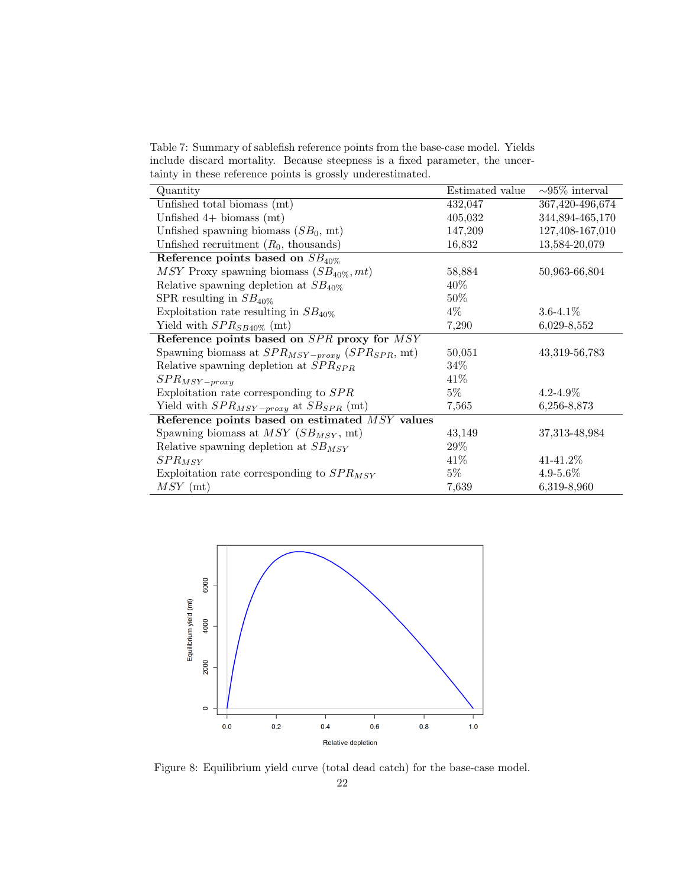Table 7: Summary of sablefish reference points from the base-case model. Yields include discard mortality. Because steepness is a fixed parameter, the uncertainty in these reference points is grossly underestimated.

| Quantity | Estimated value | ~95% interval |
|---|---|---|
| Unfished total biomass (mt) | 432,047 | 367,420-496,674 |
| Unfished 4+ biomass (mt) | 405,032 | 344,894-465,170 |
| Unfished spawning biomass ($SB_0$, mt) | 147,209 | 127,408-167,010 |
| Unfished recruitment ($R_0$, thousands) | 16,832 | 13,584-20,079 |
| **Reference points based on $SB_{40\%}$** | | |
| $MSY$ Proxy spawning biomass ($SB_{40\%}, mt$) | 58,884 | 50,963-66,804 |
| Relative spawning depletion at $SB_{40\%}$ | 40% | |
| SPR resulting in $SB_{40\%}$ | 50% | |
| Exploitation rate resulting in $SB_{40\%}$ | 4% | 3.6-4.1% |
| Yield with $SPR_{SB40\%}$ (mt) | 7,290 | 6,029-8,552 |
| **Reference points based on $SPR$ proxy for $MSY$** | | |
| Spawning biomass at $SPR_{MSY-proxy}$ ($SPR_{SPR}$, mt) | 50,051 | 43,319-56,783 |
| Relative spawning depletion at $SPR_{SPR}$ | 34% | |
| $SPR_{MSY-proxy}$ | 41% | |
| Exploitation rate corresponding to $SPR$ | 5% | 4.2-4.9% |
| Yield with $SPR_{MSY-proxy}$ at $SB_{SPR}$ (mt) | 7,565 | 6,256-8,873 |
| **Reference points based on estimated $MSY$ values** | | |
| Spawning biomass at $MSY$ ($SB_{MSY}$, mt) | 43,149 | 37,313-48,984 |
| Relative spawning depletion at $SB_{MSY}$ | 29% | |
| $SPR_{MSY}$ | 41% | 41-41.2% |
| Exploitation rate corresponding to $SPR_{MSY}$ | 5% | 4.9-5.6% |
| $MSY$ (mt) | 7,639 | 6,319-8,960 |

Equilibrium yield (mt)

0
2000
4000
6000

0.0
0.2
0.4
0.6
0.8
1.0

Relative depletion

Figure 8: Equilibrium yield curve (total dead catch) for the base-case model.